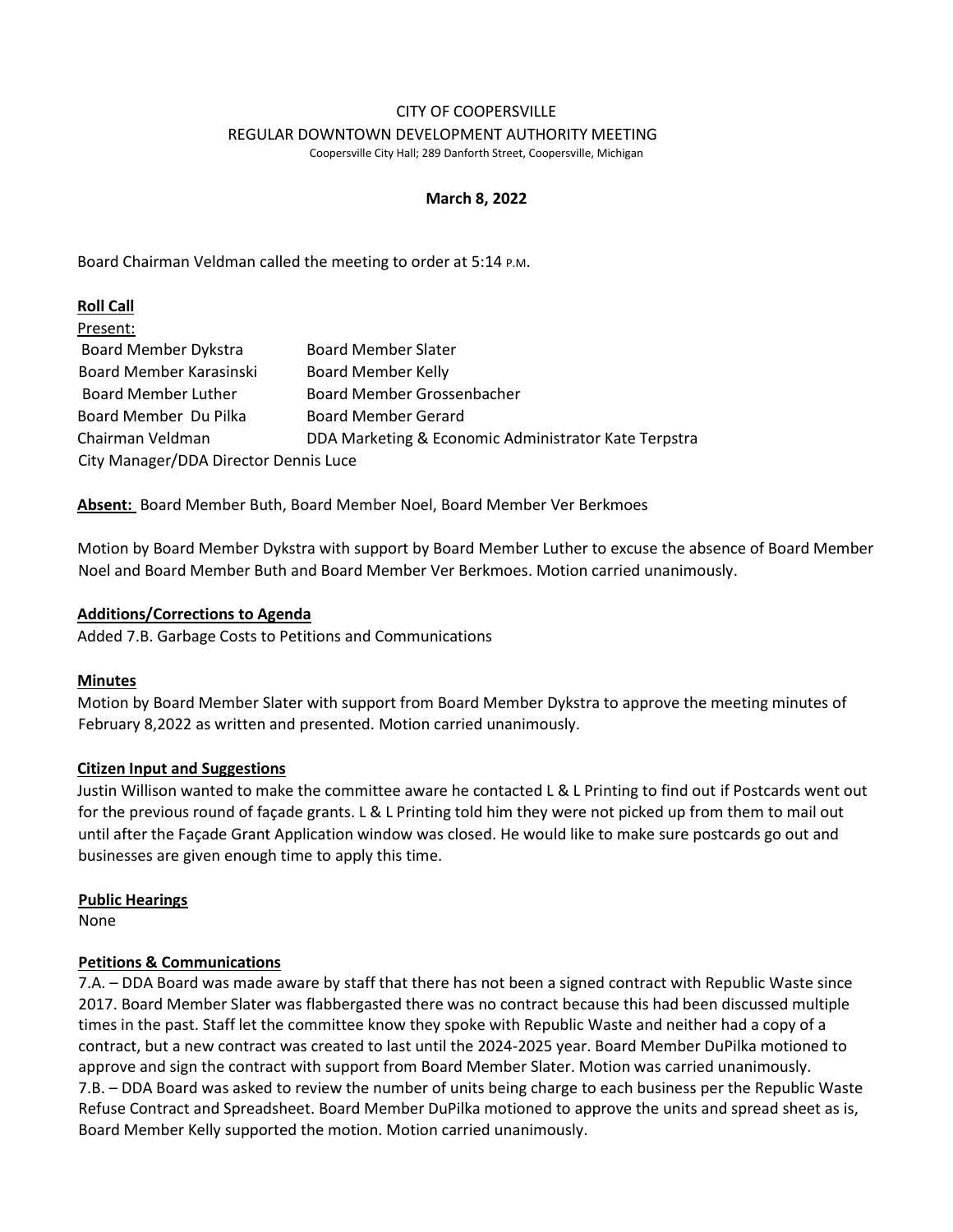CITY OF COOPERSVILLE

REGULAR DOWNTOWN DEVELOPMENT AUTHORITY MEETING

Coopersville City Hall; 289 Danforth Street, Coopersville, Michigan

**March 8, 2022**

Board Chairman Veldman called the meeting to order at 5:14 P.M.

**Roll Call**

Present:

| | |
|---|---|
| Board Member Dykstra | Board Member Slater |
| Board Member Karasinski | Board Member Kelly |
| Board Member Luther | Board Member Grossenbacher |
| Board Member Du Pilka | Board Member Gerard |
| Chairman Veldman | DDA Marketing & Economic Administrator Kate Terpstra |
| City Manager/DDA Director Dennis Luce | |

**Absent:** Board Member Buth, Board Member Noel, Board Member Ver Berkmoes

Motion by Board Member Dykstra with support by Board Member Luther to excuse the absence of Board Member Noel and Board Member Buth and Board Member Ver Berkmoes. Motion carried unanimously.

**Additions/Corrections to Agenda**

Added 7.B. Garbage Costs to Petitions and Communications

**Minutes**

Motion by Board Member Slater with support from Board Member Dykstra to approve the meeting minutes of February 8,2022 as written and presented. Motion carried unanimously.

**Citizen Input and Suggestions**

Justin Willison wanted to make the committee aware he contacted L & L Printing to find out if Postcards went out for the previous round of façade grants. L & L Printing told him they were not picked up from them to mail out until after the Façade Grant Application window was closed. He would like to make sure postcards go out and businesses are given enough time to apply this time.

**Public Hearings**

None

**Petitions & Communications**

7.A. – DDA Board was made aware by staff that there has not been a signed contract with Republic Waste since 2017. Board Member Slater was flabbergasted there was no contract because this had been discussed multiple times in the past. Staff let the committee know they spoke with Republic Waste and neither had a copy of a contract, but a new contract was created to last until the 2024-2025 year. Board Member DuPilka motioned to approve and sign the contract with support from Board Member Slater. Motion was carried unanimously.

7.B. – DDA Board was asked to review the number of units being charge to each business per the Republic Waste Refuse Contract and Spreadsheet. Board Member DuPilka motioned to approve the units and spread sheet as is, Board Member Kelly supported the motion. Motion carried unanimously.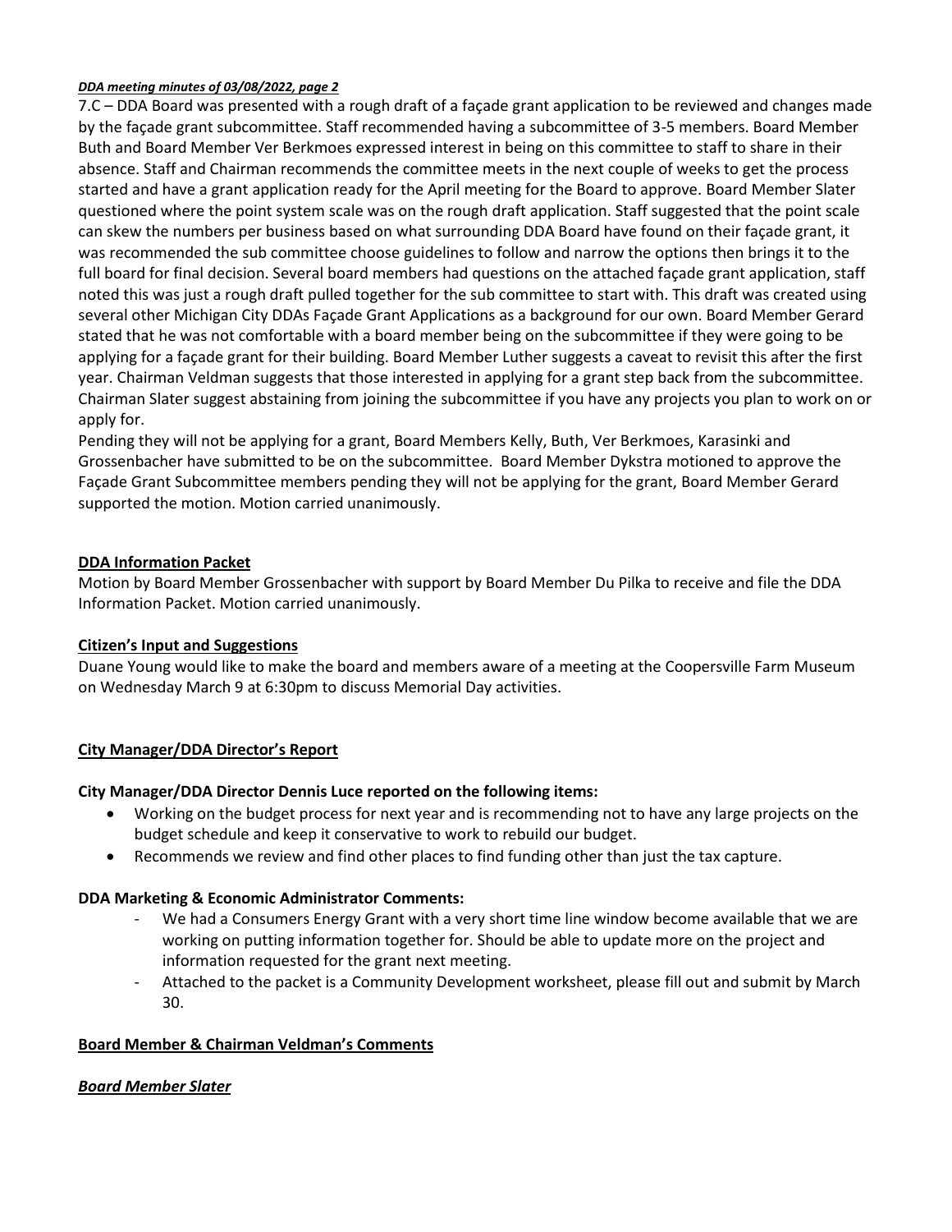7.C – DDA Board was presented with a rough draft of a façade grant application to be reviewed and changes made by the façade grant subcommittee. Staff recommended having a subcommittee of 3-5 members. Board Member Buth and Board Member Ver Berkmoes expressed interest in being on this committee to staff to share in their absence. Staff and Chairman recommends the committee meets in the next couple of weeks to get the process started and have a grant application ready for the April meeting for the Board to approve. Board Member Slater questioned where the point system scale was on the rough draft application. Staff suggested that the point scale can skew the numbers per business based on what surrounding DDA Board have found on their façade grant, it was recommended the sub committee choose guidelines to follow and narrow the options then brings it to the full board for final decision. Several board members had questions on the attached façade grant application, staff noted this was just a rough draft pulled together for the sub committee to start with. This draft was created using several other Michigan City DDAs Façade Grant Applications as a background for our own. Board Member Gerard stated that he was not comfortable with a board member being on the subcommittee if they were going to be applying for a façade grant for their building. Board Member Luther suggests a caveat to revisit this after the first year. Chairman Veldman suggests that those interested in applying for a grant step back from the subcommittee. Chairman Slater suggest abstaining from joining the subcommittee if you have any projects you plan to work on or apply for.

Pending they will not be applying for a grant, Board Members Kelly, Buth, Ver Berkmoes, Karasinki and Grossenbacher have submitted to be on the subcommittee. Board Member Dykstra motioned to approve the Façade Grant Subcommittee members pending they will not be applying for the grant, Board Member Gerard supported the motion. Motion carried unanimously.

## DDA Information Packet

Motion by Board Member Grossenbacher with support by Board Member Du Pilka to receive and file the DDA Information Packet. Motion carried unanimously.

## Citizen's Input and Suggestions

Duane Young would like to make the board and members aware of a meeting at the Coopersville Farm Museum on Wednesday March 9 at 6:30pm to discuss Memorial Day activities.

## City Manager/DDA Director's Report

**City Manager/DDA Director Dennis Luce reported on the following items:**

- Working on the budget process for next year and is recommending not to have any large projects on the budget schedule and keep it conservative to work to rebuild our budget.
- Recommends we review and find other places to find funding other than just the tax capture.

**DDA Marketing & Economic Administrator Comments:**

- We had a Consumers Energy Grant with a very short time line window become available that we are working on putting information together for. Should be able to update more on the project and information requested for the grant next meeting.
- Attached to the packet is a Community Development worksheet, please fill out and submit by March 30.

## Board Member & Chairman Veldman's Comments

***Board Member Slater***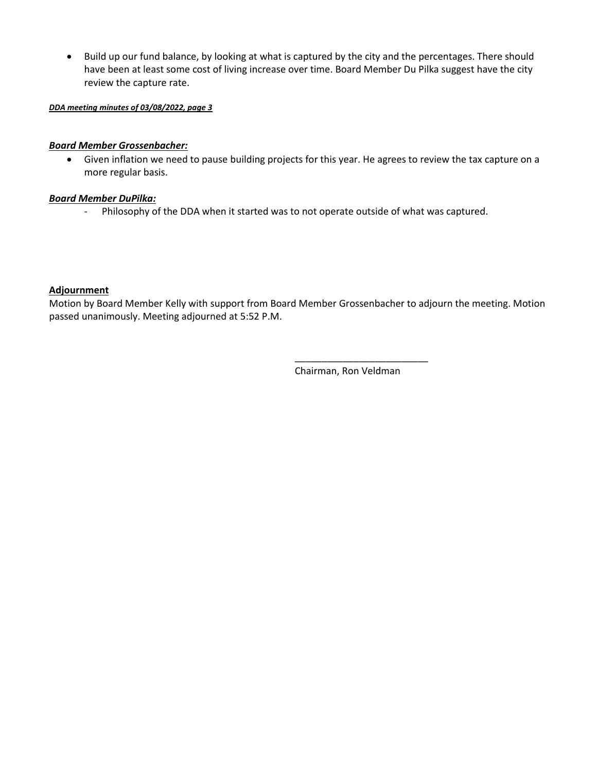- Build up our fund balance, by looking at what is captured by the city and the percentages. There should have been at least some cost of living increase over time. Board Member Du Pilka suggest have the city review the capture rate.

***DDA meeting minutes of 03/08/2022, page 3***

***Board Member Grossenbacher:***

- Given inflation we need to pause building projects for this year. He agrees to review the tax capture on a more regular basis.

***Board Member DuPilka:***

- Philosophy of the DDA when it started was to not operate outside of what was captured.

**Adjournment**

Motion by Board Member Kelly with support from Board Member Grossenbacher to adjourn the meeting. Motion passed unanimously. Meeting adjourned at 5:52 P.M.

_________________________
Chairman, Ron Veldman